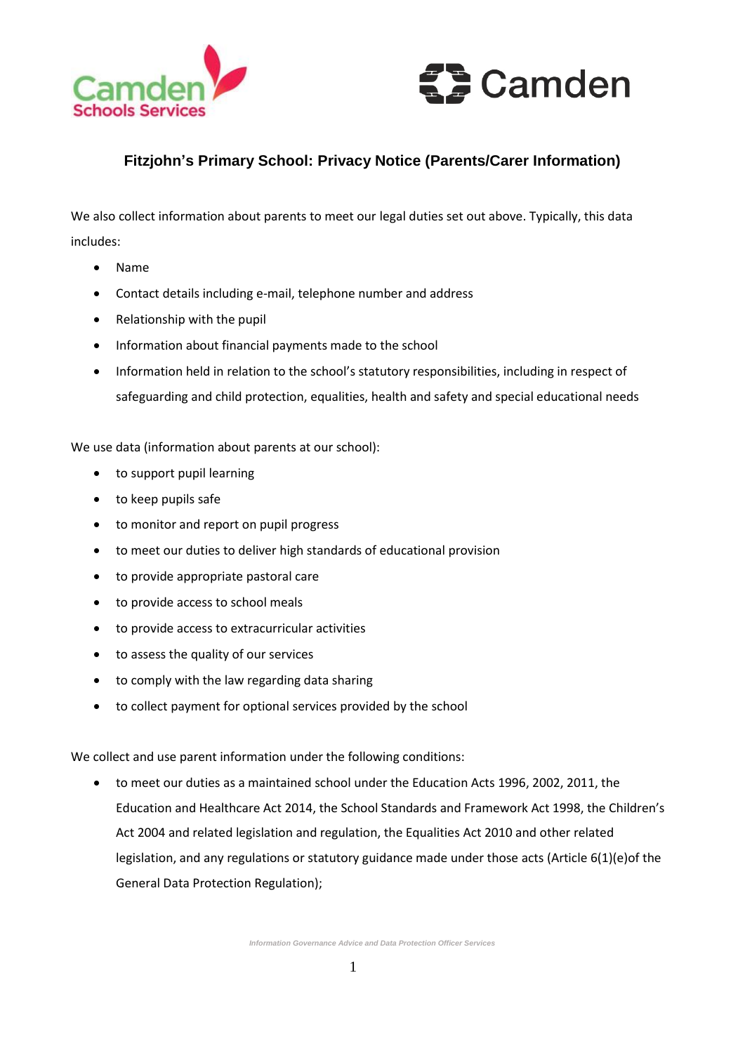## Fitzjohn's Primary School: Privacy Notice (Parents/Carer Information)

We also collect information about parents to meet our legal duties set out above. Typically, this data includes:

- Name
- Contact details including e-mail, telephone number and address
- Relationship with the pupil
- Information about financial payments made to the school
- Information held in relation to the school's statutory responsibilities, including in respect of safeguarding and child protection, equalities, health and safety and special educational needs

We use data (information about parents at our school):

- to support pupil learning
- to keep pupils safe
- to monitor and report on pupil progress
- to meet our duties to deliver high standards of educational provision
- to provide appropriate pastoral care
- to provide access to school meals
- to provide access to extracurricular activities
- to assess the quality of our services
- to comply with the law regarding data sharing
- to collect payment for optional services provided by the school

We collect and use parent information under the following conditions:

- to meet our duties as a maintained school under the Education Acts 1996, 2002, 2011, the Education and Healthcare Act 2014, the School Standards and Framework Act 1998, the Children's Act 2004 and related legislation and regulation, the Equalities Act 2010 and other related legislation, and any regulations or statutory guidance made under those acts (Article 6(1)(e)of the General Data Protection Regulation);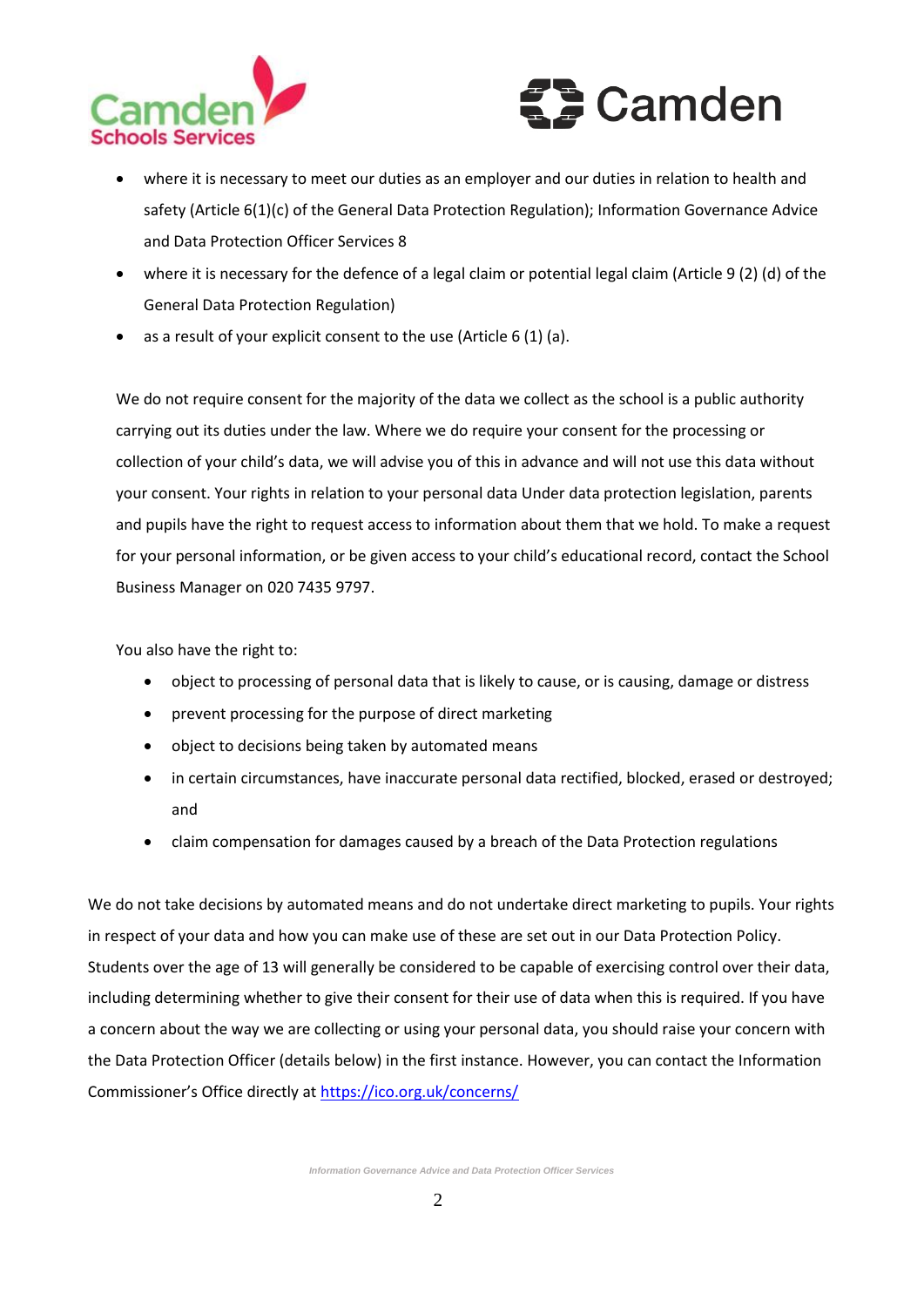- where it is necessary to meet our duties as an employer and our duties in relation to health and safety (Article 6(1)(c) of the General Data Protection Regulation); Information Governance Advice and Data Protection Officer Services 8
- where it is necessary for the defence of a legal claim or potential legal claim (Article 9 (2) (d) of the General Data Protection Regulation)
- as a result of your explicit consent to the use (Article 6 (1) (a).

We do not require consent for the majority of the data we collect as the school is a public authority carrying out its duties under the law. Where we do require your consent for the processing or collection of your child's data, we will advise you of this in advance and will not use this data without your consent. Your rights in relation to your personal data Under data protection legislation, parents and pupils have the right to request access to information about them that we hold. To make a request for your personal information, or be given access to your child's educational record, contact the School Business Manager on 020 7435 9797.

You also have the right to:

- object to processing of personal data that is likely to cause, or is causing, damage or distress
- prevent processing for the purpose of direct marketing
- object to decisions being taken by automated means
- in certain circumstances, have inaccurate personal data rectified, blocked, erased or destroyed; and
- claim compensation for damages caused by a breach of the Data Protection regulations

We do not take decisions by automated means and do not undertake direct marketing to pupils. Your rights in respect of your data and how you can make use of these are set out in our Data Protection Policy. Students over the age of 13 will generally be considered to be capable of exercising control over their data, including determining whether to give their consent for their use of data when this is required. If you have a concern about the way we are collecting or using your personal data, you should raise your concern with the Data Protection Officer (details below) in the first instance. However, you can contact the Information Commissioner's Office directly at https://ico.org.uk/concerns/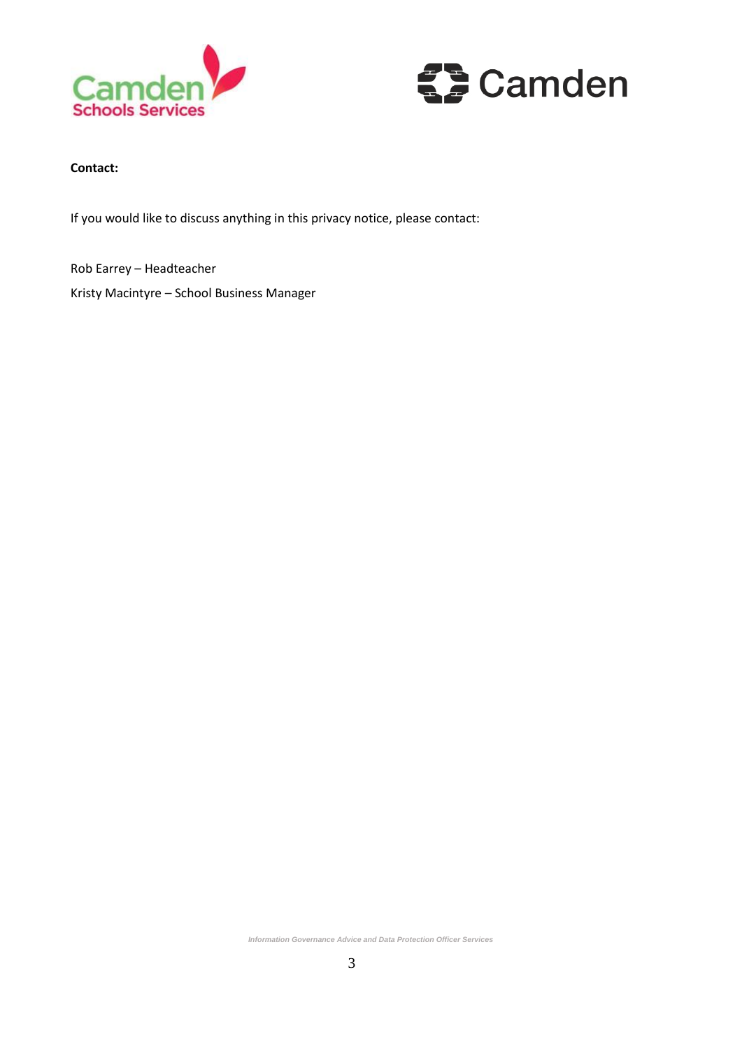**Contact:**

If you would like to discuss anything in this privacy notice, please contact:

Rob Earrey – Headteacher

Kristy Macintyre – School Business Manager